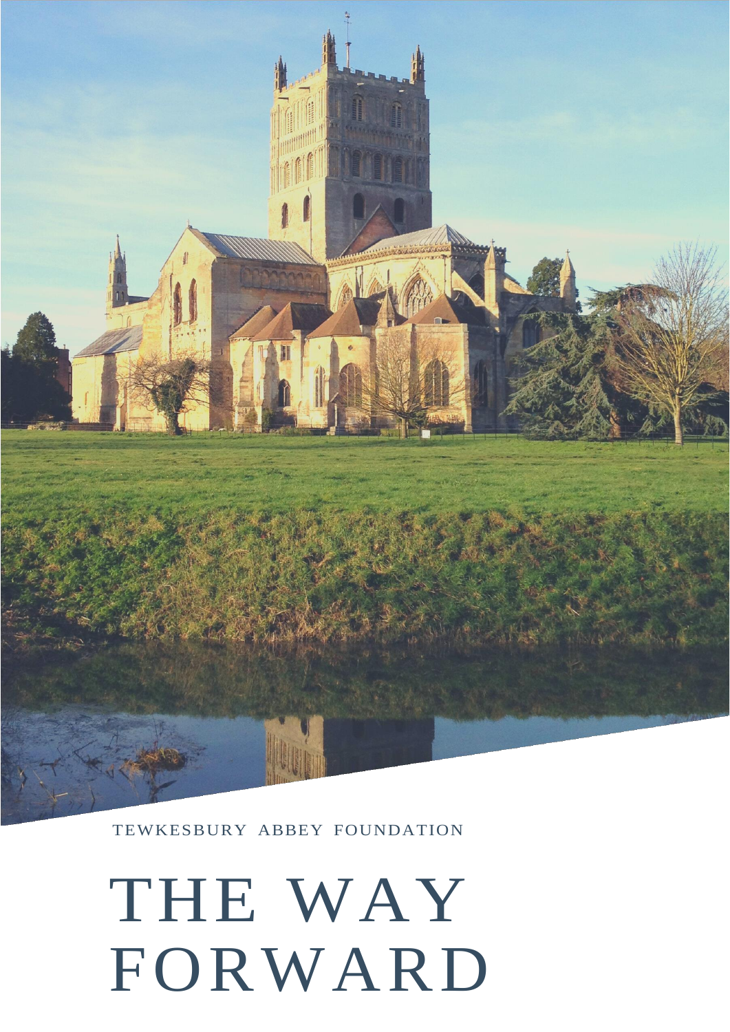TEWKESBURY ABBEY FOUNDATION

# THE WAY FORWARD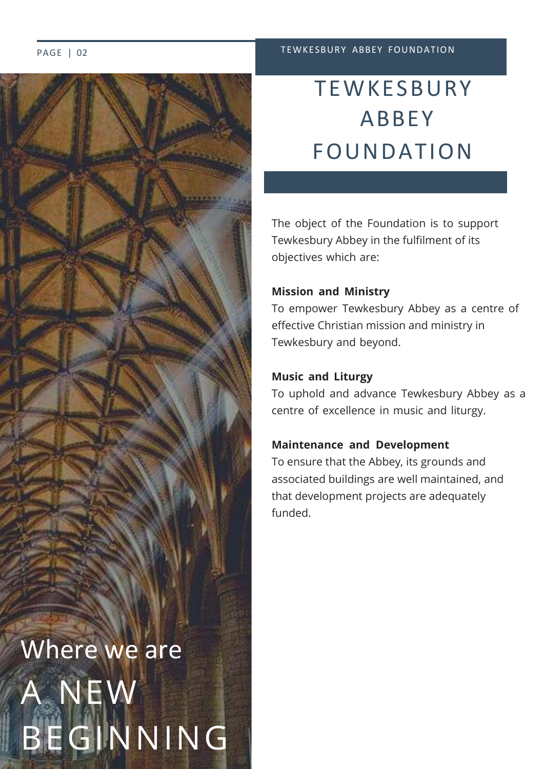Where we are

A NEW BEGINNING

# TEWKESBURY ABBEY FOUNDATION

The object of the Foundation is to support Tewkesbury Abbey in the fulfilment of its objectives which are:

**Mission and Ministry**

To empower Tewkesbury Abbey as a centre of effective Christian mission and ministry in Tewkesbury and beyond.

**Music and Liturgy**

To uphold and advance Tewkesbury Abbey as a centre of excellence in music and liturgy.

**Maintenance and Development**

To ensure that the Abbey, its grounds and associated buildings are well maintained, and that development projects are adequately funded.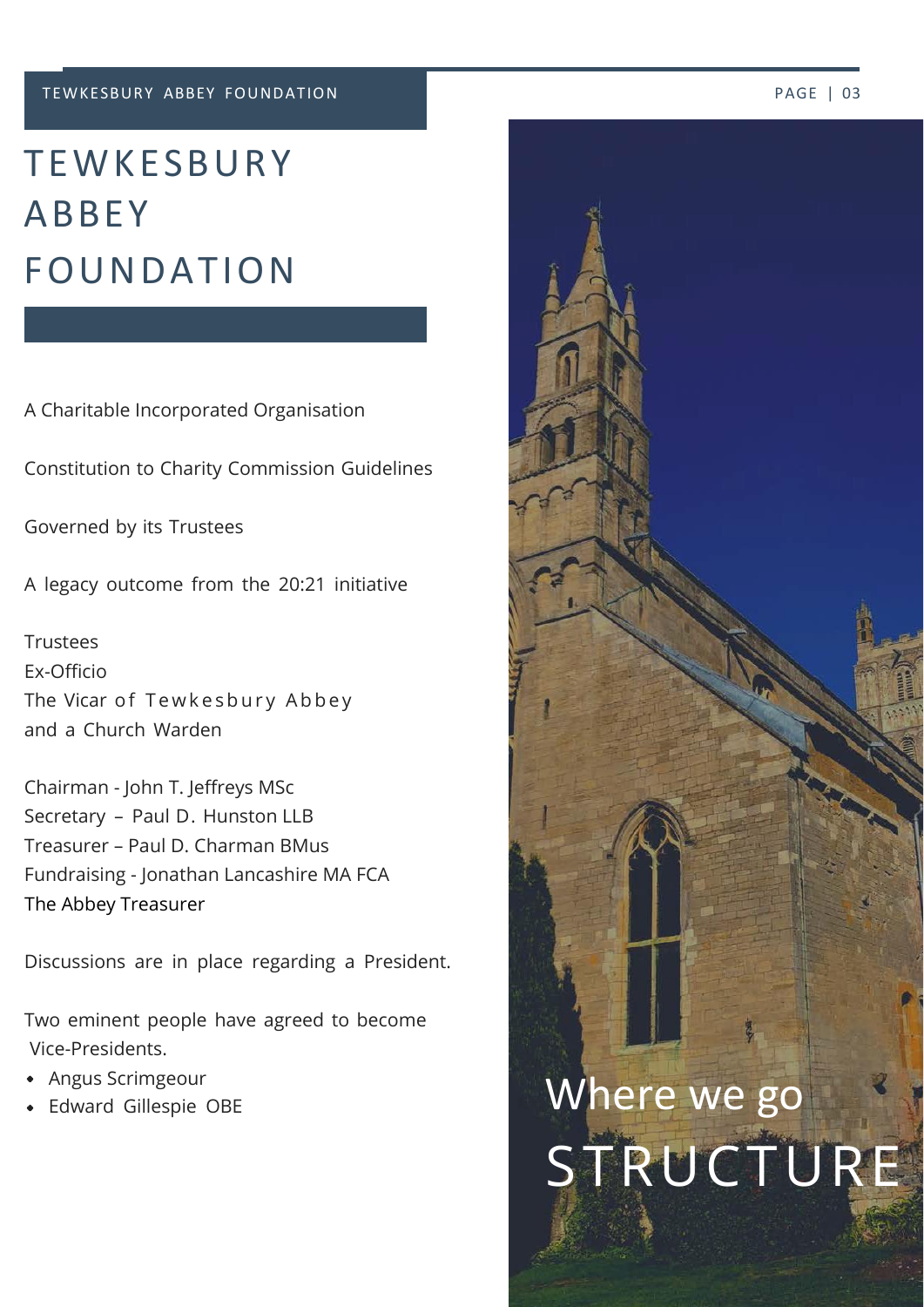# TEWKESBURY ABBEY FOUNDATION

A Charitable Incorporated Organisation

Constitution to Charity Commission Guidelines

Governed by its Trustees

A legacy outcome from the 20:21 initiative

Trustees
Ex-Officio
The Vicar of Tewkesbury Abbey
and a Church Warden

Chairman - John T. Jeffreys MSc
Secretary – Paul D. Hunston LLB
Treasurer – Paul D. Charman BMus
Fundraising - Jonathan Lancashire MA FCA
The Abbey Treasurer

Discussions are in place regarding a President.

Two eminent people have agreed to become Vice-Presidents.

- Angus Scrimgeour
- Edward Gillespie OBE

## Where we go
## STRUCTURE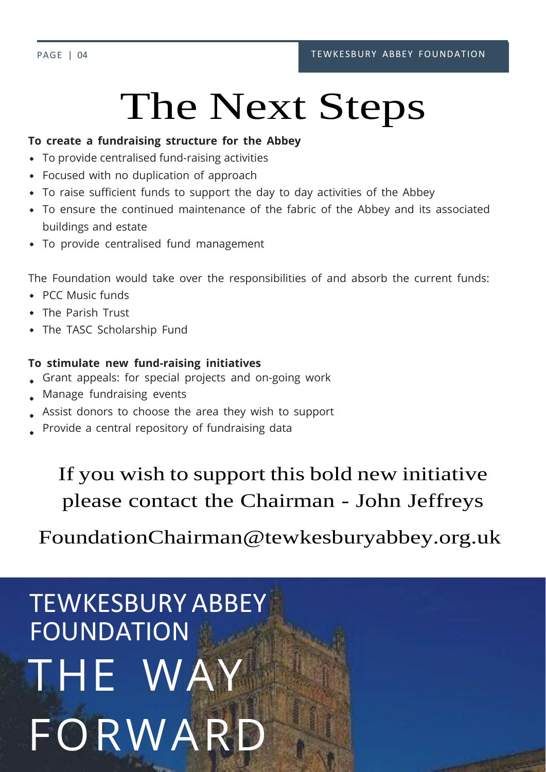# The Next Steps

**To create a fundraising structure for the Abbey**

- To provide centralised fund-raising activities
- Focused with no duplication of approach
- To raise sufficient funds to support the day to day activities of the Abbey
- To ensure the continued maintenance of the fabric of the Abbey and its associated buildings and estate
- To provide centralised fund management

The Foundation would take over the responsibilities of and absorb the current funds:

- PCC Music funds
- The Parish Trust
- The TASC Scholarship Fund

**To stimulate new fund-raising initiatives**

- Grant appeals: for special projects and on-going work
- Manage fundraising events
- Assist donors to choose the area they wish to support
- Provide a central repository of fundraising data

If you wish to support this bold new initiative please contact the Chairman - John Jeffreys

FoundationChairman@tewkesburyabbey.org.uk

TEWKESBURY ABBEY FOUNDATION

THE WAY FORWARD